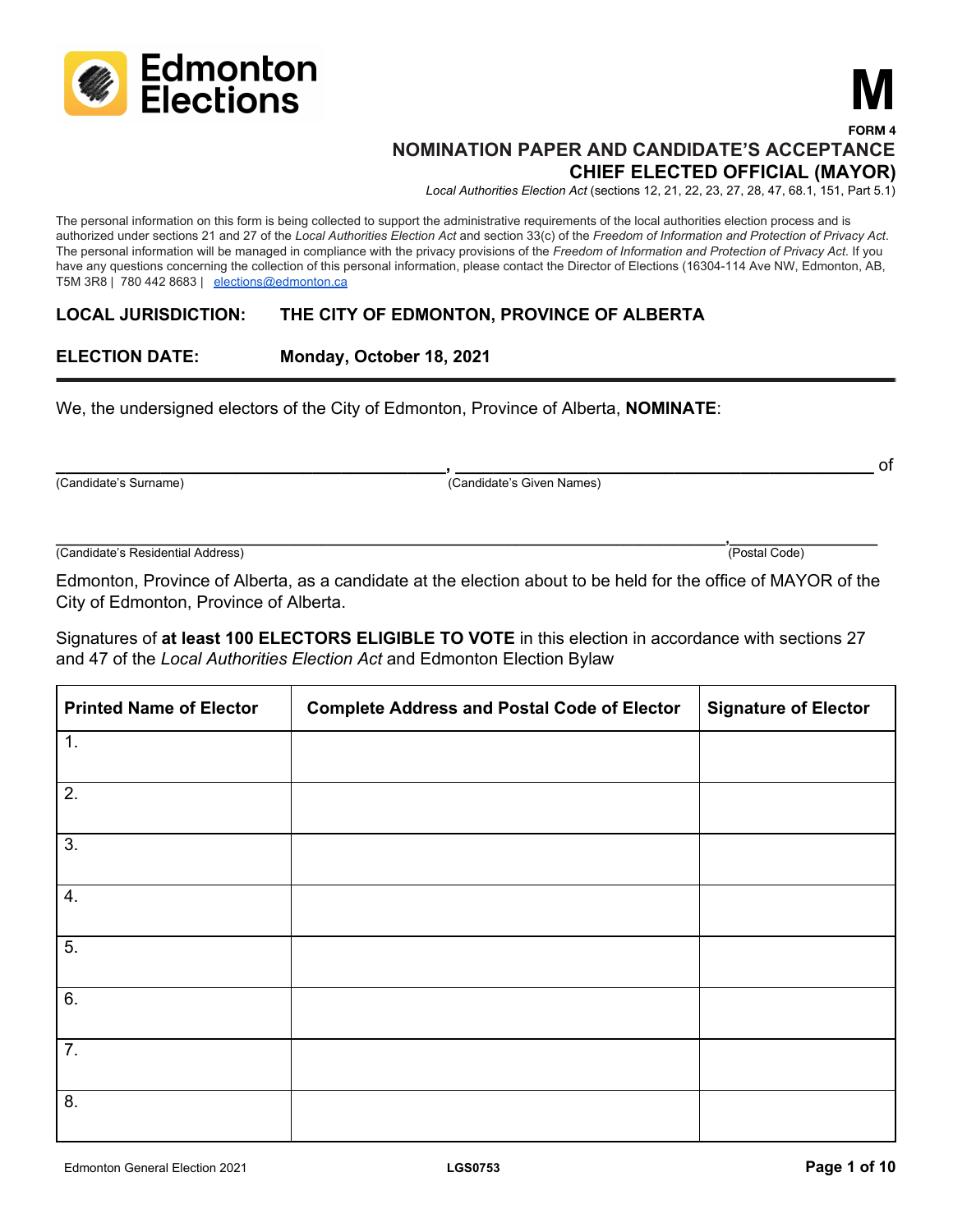Edmonton Elections

# M

**FORM 4**

## NOMINATION PAPER AND CANDIDATE'S ACCEPTANCE
## CHIEF ELECTED OFFICIAL (MAYOR)

*Local Authorities Election Act* (sections 12, 21, 22, 23, 27, 28, 47, 68.1, 151, Part 5.1)

The personal information on this form is being collected to support the administrative requirements of the local authorities election process and is authorized under sections 21 and 27 of the *Local Authorities Election Act* and section 33(c) of the *Freedom of Information and Protection of Privacy Act*. The personal information will be managed in compliance with the privacy provisions of the *Freedom of Information and Protection of Privacy Act.* If you have any questions concerning the collection of this personal information, please contact the Director of Elections (16304-114 Ave NW, Edmonton, AB, T5M 3R8 | 780 442 8683 | elections@edmonton.ca

**LOCAL JURISDICTION:** **THE CITY OF EDMONTON, PROVINCE OF ALBERTA**

**ELECTION DATE:** **Monday, October 18, 2021**

---

We, the undersigned electors of the City of Edmonton, Province of Alberta, **NOMINATE**:

______________________________, ______________________________ of
(Candidate's Surname) (Candidate's Given Names)

__________________________________________________________, ______________
(Candidate's Residential Address) (Postal Code)

Edmonton, Province of Alberta, as a candidate at the election about to be held for the office of MAYOR of the City of Edmonton, Province of Alberta.

Signatures of **at least 100 ELECTORS ELIGIBLE TO VOTE** in this election in accordance with sections 27 and 47 of the *Local Authorities Election Act* and Edmonton Election Bylaw

| Printed Name of Elector | Complete Address and Postal Code of Elector | Signature of Elector |
|---|---|---|
| 1. | | |
| 2. | | |
| 3. | | |
| 4. | | |
| 5. | | |
| 6. | | |
| 7. | | |
| 8. | | |

Edmonton General Election 2021 LGS0753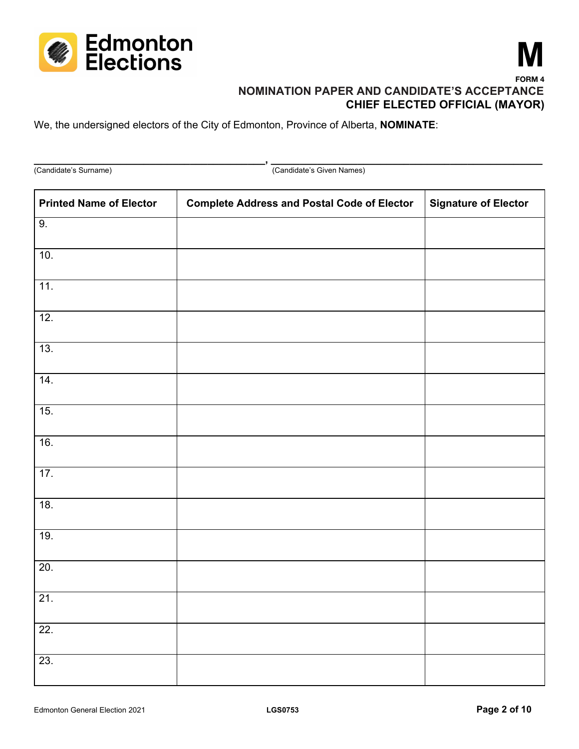# M

**FORM 4**

**NOMINATION PAPER AND CANDIDATE'S ACCEPTANCE**
**CHIEF ELECTED OFFICIAL (MAYOR)**

We, the undersigned electors of the City of Edmonton, Province of Alberta, **NOMINATE**:

\_\_\_\_\_\_\_\_\_\_\_\_\_\_\_\_\_\_\_\_\_\_\_\_\_\_\_\_\_\_\_\_\_\_\_\_\_\_\_\_, \_\_\_\_\_\_\_\_\_\_\_\_\_\_\_\_\_\_\_\_\_\_\_\_\_\_\_\_\_\_\_\_\_\_\_\_\_\_\_\_\_\_\_\_\_\_\_\_

(Candidate's Surname) (Candidate's Given Names)

| Printed Name of Elector | Complete Address and Postal Code of Elector | Signature of Elector |
|---|---|---|
| 9. | | |
| 10. | | |
| 11. | | |
| 12. | | |
| 13. | | |
| 14. | | |
| 15. | | |
| 16. | | |
| 17. | | |
| 18. | | |
| 19. | | |
| 20. | | |
| 21. | | |
| 22. | | |
| 23. | | |

Edmonton General Election 2021 LGS0753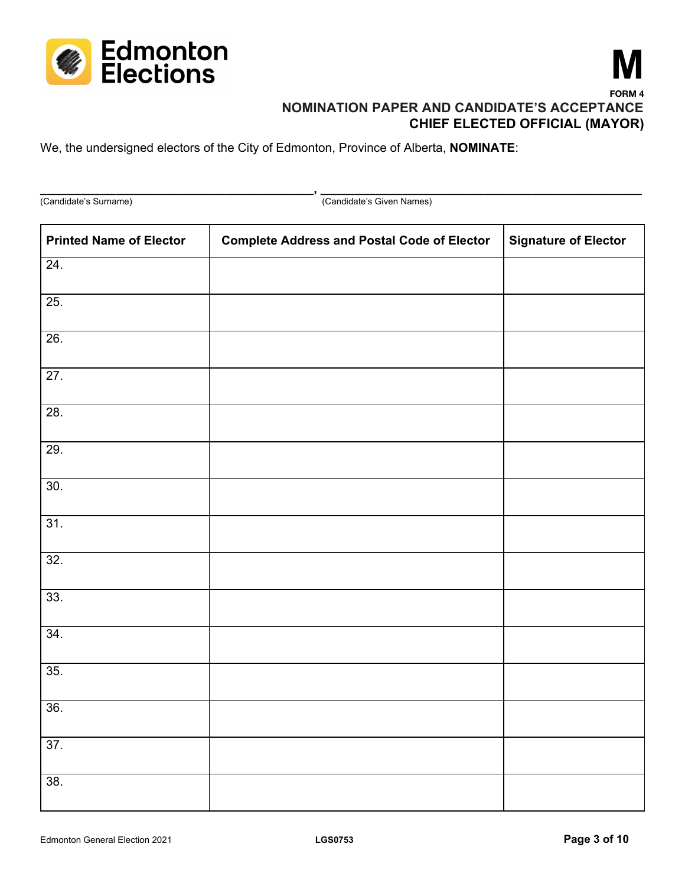Edmonton Elections

# M

**FORM 4**

## NOMINATION PAPER AND CANDIDATE'S ACCEPTANCE
## CHIEF ELECTED OFFICIAL (MAYOR)

We, the undersigned electors of the City of Edmonton, Province of Alberta, **NOMINATE**:

\_\_\_\_\_\_\_\_\_\_\_\_\_\_\_\_\_\_\_\_\_\_\_\_\_\_\_\_\_\_\_\_\_\_\_\_\_\_\_\_, \_\_\_\_\_\_\_\_\_\_\_\_\_\_\_\_\_\_\_\_\_\_\_\_\_\_\_\_\_\_\_\_\_\_\_\_\_\_\_\_\_\_\_\_\_\_

(Candidate's Surname) (Candidate's Given Names)

| Printed Name of Elector | Complete Address and Postal Code of Elector | Signature of Elector |
| --- | --- | --- |
| 24. | | |
| 25. | | |
| 26. | | |
| 27. | | |
| 28. | | |
| 29. | | |
| 30. | | |
| 31. | | |
| 32. | | |
| 33. | | |
| 34. | | |
| 35. | | |
| 36. | | |
| 37. | | |
| 38. | | |

Edmonton General Election 2021 **LGS0753**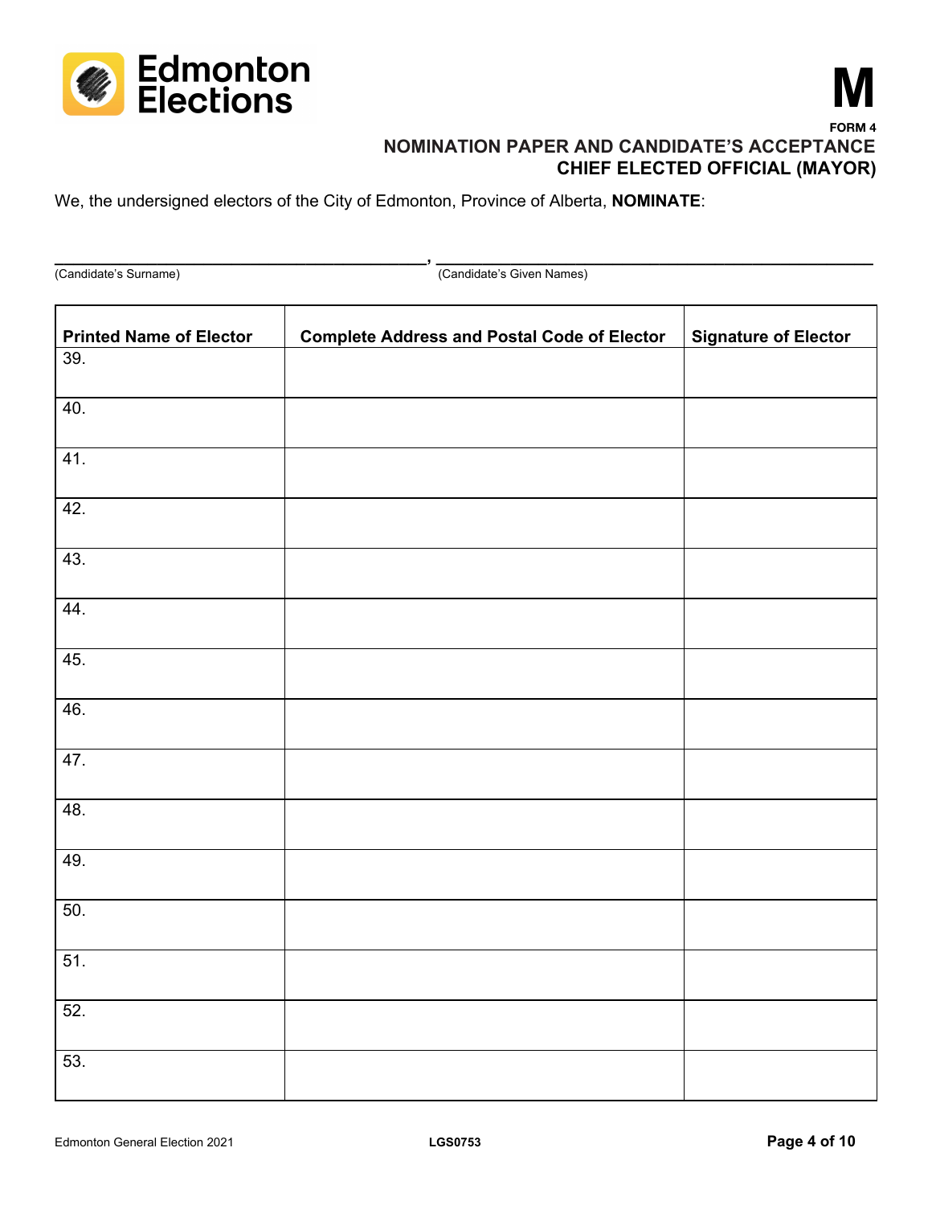Edmonton Elections

# M

**FORM 4**

## NOMINATION PAPER AND CANDIDATE'S ACCEPTANCE
## CHIEF ELECTED OFFICIAL (MAYOR)

We, the undersigned electors of the City of Edmonton, Province of Alberta, **NOMINATE**:

_______________________________________, _______________________________________
(Candidate's Surname) (Candidate's Given Names)

| Printed Name of Elector | Complete Address and Postal Code of Elector | Signature of Elector |
|---|---|---|
| 39. | | |
| 40. | | |
| 41. | | |
| 42. | | |
| 43. | | |
| 44. | | |
| 45. | | |
| 46. | | |
| 47. | | |
| 48. | | |
| 49. | | |
| 50. | | |
| 51. | | |
| 52. | | |
| 53. | | |

Edmonton General Election 2021 LGS0753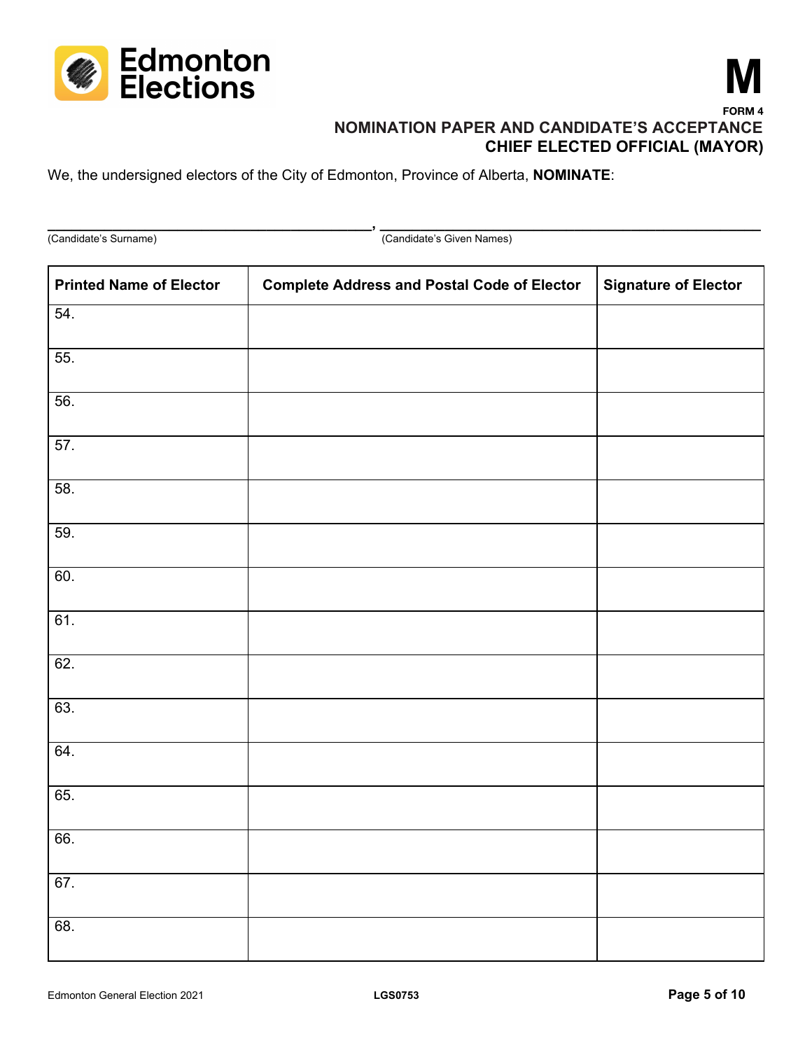Edmonton Elections

# M

FORM 4

## NOMINATION PAPER AND CANDIDATE'S ACCEPTANCE
## CHIEF ELECTED OFFICIAL (MAYOR)

We, the undersigned electors of the City of Edmonton, Province of Alberta, **NOMINATE**:

\_\_\_\_\_\_\_\_\_\_\_\_\_\_\_\_\_\_\_\_\_\_\_\_\_\_\_\_\_\_\_\_\_\_\_\_\_\_\_\_, \_\_\_\_\_\_\_\_\_\_\_\_\_\_\_\_\_\_\_\_\_\_\_\_\_\_\_\_\_\_\_\_\_\_\_\_\_\_\_\_\_\_\_\_\_\_

(Candidate's Surname) (Candidate's Given Names)

| Printed Name of Elector | Complete Address and Postal Code of Elector | Signature of Elector |
|---|---|---|
| 54. | | |
| 55. | | |
| 56. | | |
| 57. | | |
| 58. | | |
| 59. | | |
| 60. | | |
| 61. | | |
| 62. | | |
| 63. | | |
| 64. | | |
| 65. | | |
| 66. | | |
| 67. | | |
| 68. | | |

Edmonton General Election 2021 LGS0753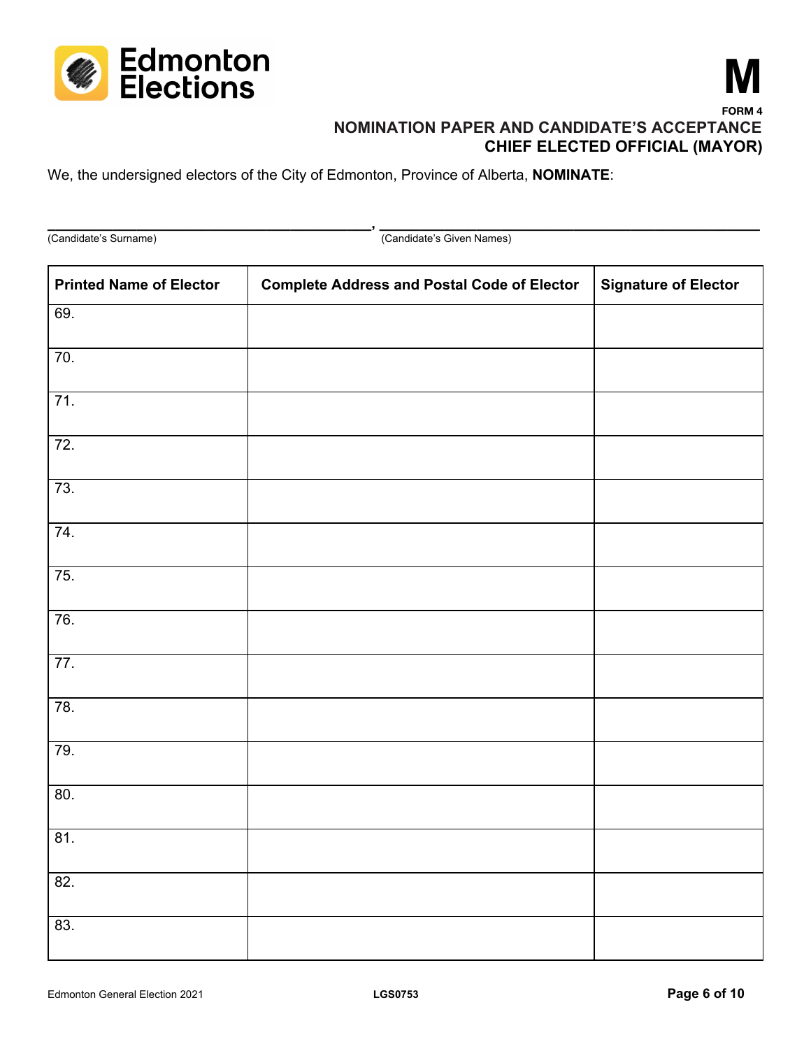Edmonton Elections

# M

FORM 4

## NOMINATION PAPER AND CANDIDATE'S ACCEPTANCE CHIEF ELECTED OFFICIAL (MAYOR)

We, the undersigned electors of the City of Edmonton, Province of Alberta, **NOMINATE**:

_______________________________________, _______________________________________________
(Candidate's Surname) (Candidate's Given Names)

| Printed Name of Elector | Complete Address and Postal Code of Elector | Signature of Elector |
|---|---|---|
| 69. | | |
| 70. | | |
| 71. | | |
| 72. | | |
| 73. | | |
| 74. | | |
| 75. | | |
| 76. | | |
| 77. | | |
| 78. | | |
| 79. | | |
| 80. | | |
| 81. | | |
| 82. | | |
| 83. | | |

Edmonton General Election 2021 LGS0753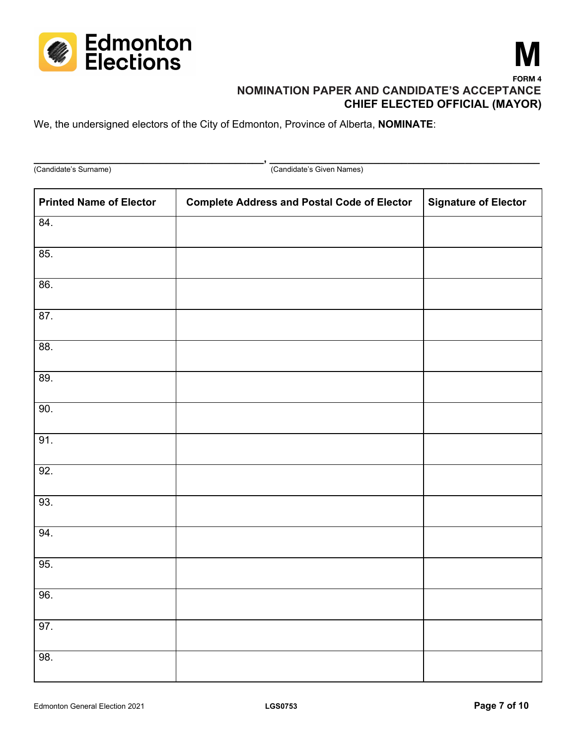Edmonton Elections

**M**

**FORM 4**

## NOMINATION PAPER AND CANDIDATE'S ACCEPTANCE
## CHIEF ELECTED OFFICIAL (MAYOR)

We, the undersigned electors of the City of Edmonton, Province of Alberta, **NOMINATE**:

_______________________________________, _______________________________________________
(Candidate's Surname) (Candidate's Given Names)

| Printed Name of Elector | Complete Address and Postal Code of Elector | Signature of Elector |
|---|---|---|
| 84. | | |
| 85. | | |
| 86. | | |
| 87. | | |
| 88. | | |
| 89. | | |
| 90. | | |
| 91. | | |
| 92. | | |
| 93. | | |
| 94. | | |
| 95. | | |
| 96. | | |
| 97. | | |
| 98. | | |

Edmonton General Election 2021 **LGS0753**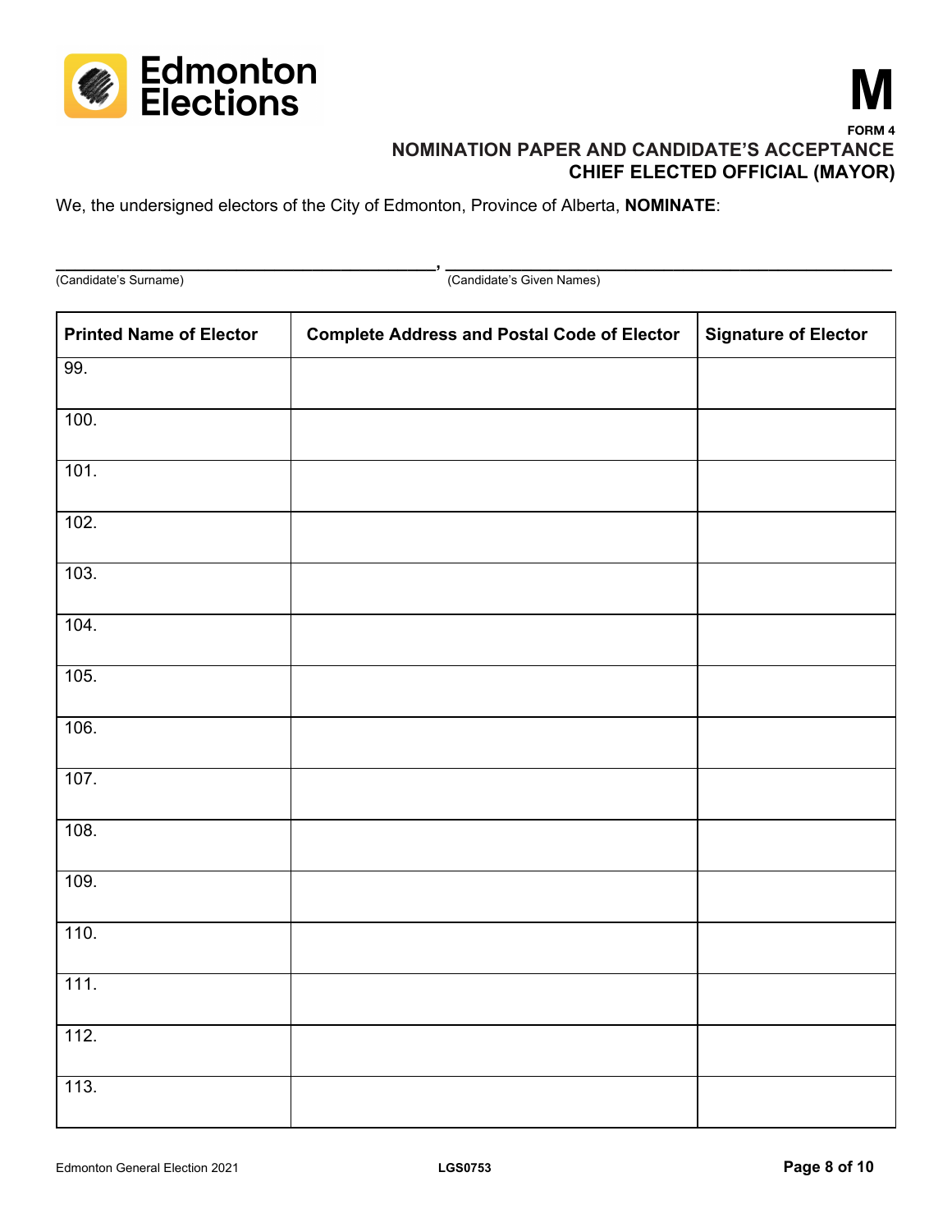Edmonton Elections

# M

**FORM 4**

## NOMINATION PAPER AND CANDIDATE'S ACCEPTANCE
## CHIEF ELECTED OFFICIAL (MAYOR)

We, the undersigned electors of the City of Edmonton, Province of Alberta, **NOMINATE**:

________________________________________, ________________________________________
(Candidate's Surname) (Candidate's Given Names)

| Printed Name of Elector | Complete Address and Postal Code of Elector | Signature of Elector |
|---|---|---|
| 99. | | |
| 100. | | |
| 101. | | |
| 102. | | |
| 103. | | |
| 104. | | |
| 105. | | |
| 106. | | |
| 107. | | |
| 108. | | |
| 109. | | |
| 110. | | |
| 111. | | |
| 112. | | |
| 113. | | |

Edmonton General Election 2021 LGS0753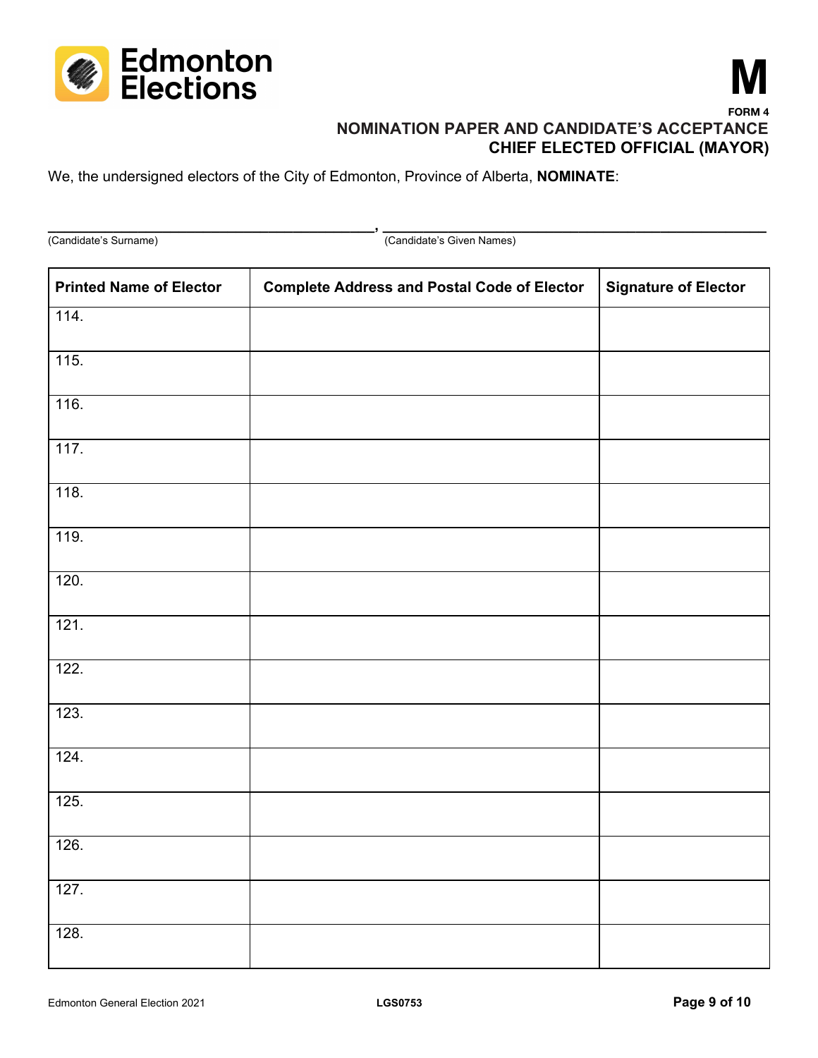Edmonton Elections

**M**

**FORM 4**

## NOMINATION PAPER AND CANDIDATE'S ACCEPTANCE
## CHIEF ELECTED OFFICIAL (MAYOR)

We, the undersigned electors of the City of Edmonton, Province of Alberta, **NOMINATE**:

\_\_\_\_\_\_\_\_\_\_\_\_\_\_\_\_\_\_\_\_\_\_\_\_\_\_\_\_\_\_\_\_\_\_\_\_\_\_\_\_, \_\_\_\_\_\_\_\_\_\_\_\_\_\_\_\_\_\_\_\_\_\_\_\_\_\_\_\_\_\_\_\_\_\_\_\_\_\_\_\_\_\_\_\_\_\_
(Candidate's Surname) (Candidate's Given Names)

| Printed Name of Elector | Complete Address and Postal Code of Elector | Signature of Elector |
|---|---|---|
| 114. | | |
| 115. | | |
| 116. | | |
| 117. | | |
| 118. | | |
| 119. | | |
| 120. | | |
| 121. | | |
| 122. | | |
| 123. | | |
| 124. | | |
| 125. | | |
| 126. | | |
| 127. | | |
| 128. | | |

Edmonton General Election 2021 LGS0753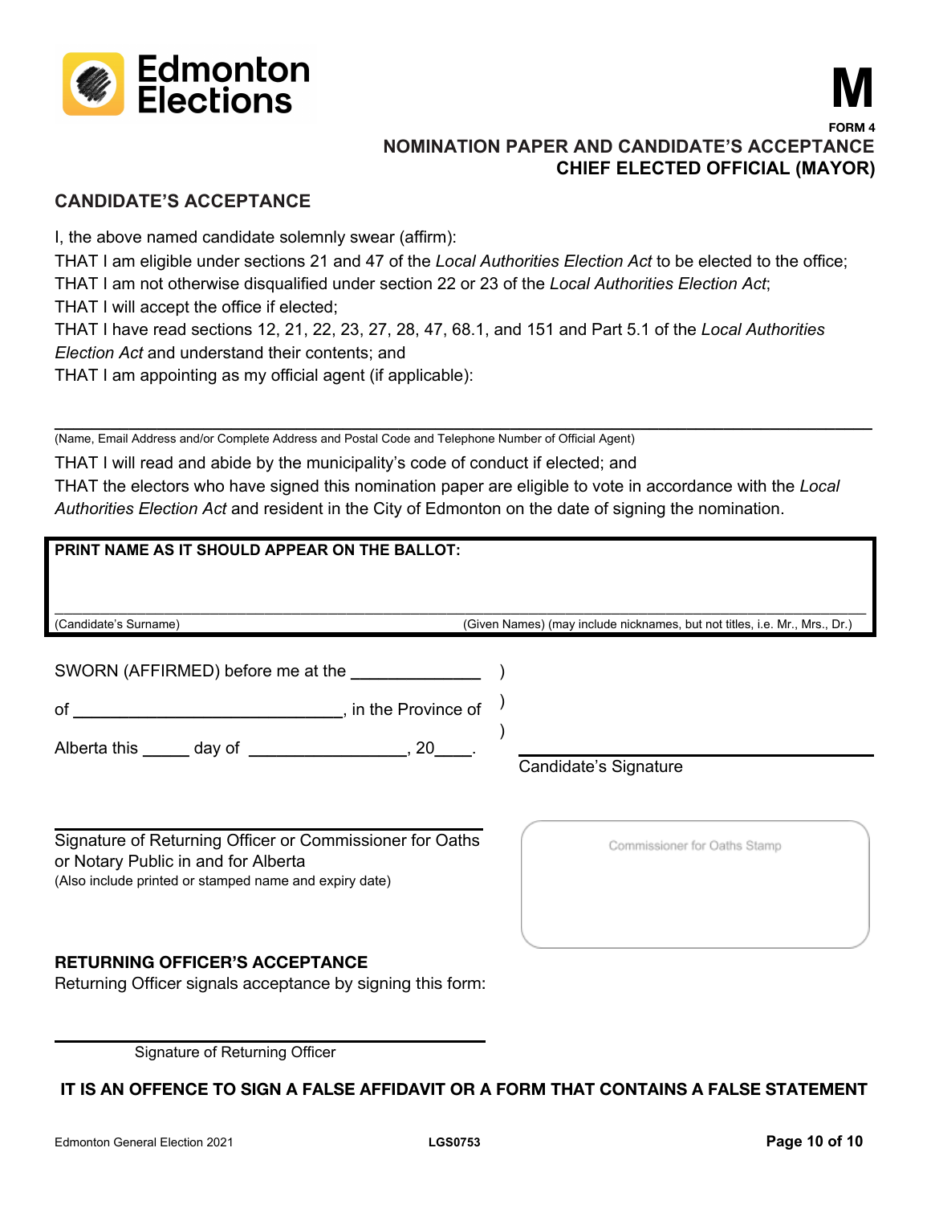Edmonton Elections

**M**

**FORM 4**

## NOMINATION PAPER AND CANDIDATE'S ACCEPTANCE
## CHIEF ELECTED OFFICIAL (MAYOR)

### CANDIDATE'S ACCEPTANCE

I, the above named candidate solemnly swear (affirm):

THAT I am eligible under sections 21 and 47 of the *Local Authorities Election Act* to be elected to the office;

THAT I am not otherwise disqualified under section 22 or 23 of the *Local Authorities Election Act*;

THAT I will accept the office if elected;

THAT I have read sections 12, 21, 22, 23, 27, 28, 47, 68.1, and 151 and Part 5.1 of the *Local Authorities Election Act* and understand their contents; and

THAT I am appointing as my official agent (if applicable):

_______________________________________________________________________________

(Name, Email Address and/or Complete Address and Postal Code and Telephone Number of Official Agent)

THAT I will read and abide by the municipality's code of conduct if elected; and

THAT the electors who have signed this nomination paper are eligible to vote in accordance with the *Local Authorities Election Act* and resident in the City of Edmonton on the date of signing the nomination.

**PRINT NAME AS IT SHOULD APPEAR ON THE BALLOT:**

_______________________________________________________________________________

(Candidate's Surname) (Given Names) (may include nicknames, but not titles, i.e. Mr., Mrs., Dr.)

SWORN (AFFIRMED) before me at the ______________ )

of _____________________________, in the Province of )

Alberta this _____ day of _________________, 20____. )

_______________________________
Candidate's Signature

_______________________________
Signature of Returning Officer or Commissioner for Oaths or Notary Public in and for Alberta
(Also include printed or stamped name and expiry date)

Commissioner for Oaths Stamp

### RETURNING OFFICER'S ACCEPTANCE

Returning Officer signals acceptance by signing this form:

_______________________________
Signature of Returning Officer

**IT IS AN OFFENCE TO SIGN A FALSE AFFIDAVIT OR A FORM THAT CONTAINS A FALSE STATEMENT**

Edmonton General Election 2021 **LGS0753**